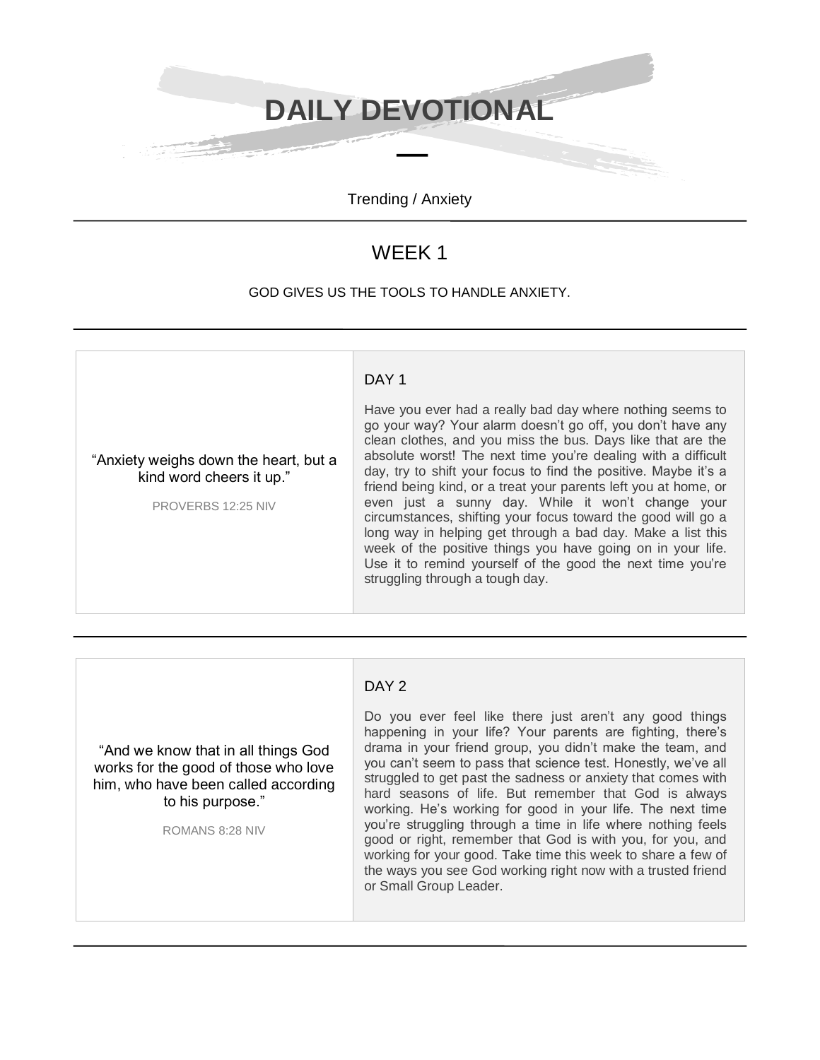# DAILY DEVOTIONAL

Trending / Anxiety

## WEEK 1

GOD GIVES US THE TOOLS TO HANDLE ANXIETY.

---

“Anxiety weighs down the heart, but a kind word cheers it up.”

PROVERBS 12:25 NIV

### DAY 1

Have you ever had a really bad day where nothing seems to go your way? Your alarm doesn’t go off, you don’t have any clean clothes, and you miss the bus. Days like that are the absolute worst! The next time you’re dealing with a difficult day, try to shift your focus to find the positive. Maybe it’s a friend being kind, or a treat your parents left you at home, or even just a sunny day. While it won’t change your circumstances, shifting your focus toward the good will go a long way in helping get through a bad day. Make a list this week of the positive things you have going on in your life. Use it to remind yourself of the good the next time you’re struggling through a tough day.

---

“And we know that in all things God works for the good of those who love him, who have been called according to his purpose.”

ROMANS 8:28 NIV

### DAY 2

Do you ever feel like there just aren’t any good things happening in your life? Your parents are fighting, there’s drama in your friend group, you didn’t make the team, and you can’t seem to pass that science test. Honestly, we’ve all struggled to get past the sadness or anxiety that comes with hard seasons of life. But remember that God is always working. He’s working for good in your life. The next time you’re struggling through a time in life where nothing feels good or right, remember that God is with you, for you, and working for your good. Take time this week to share a few of the ways you see God working right now with a trusted friend or Small Group Leader.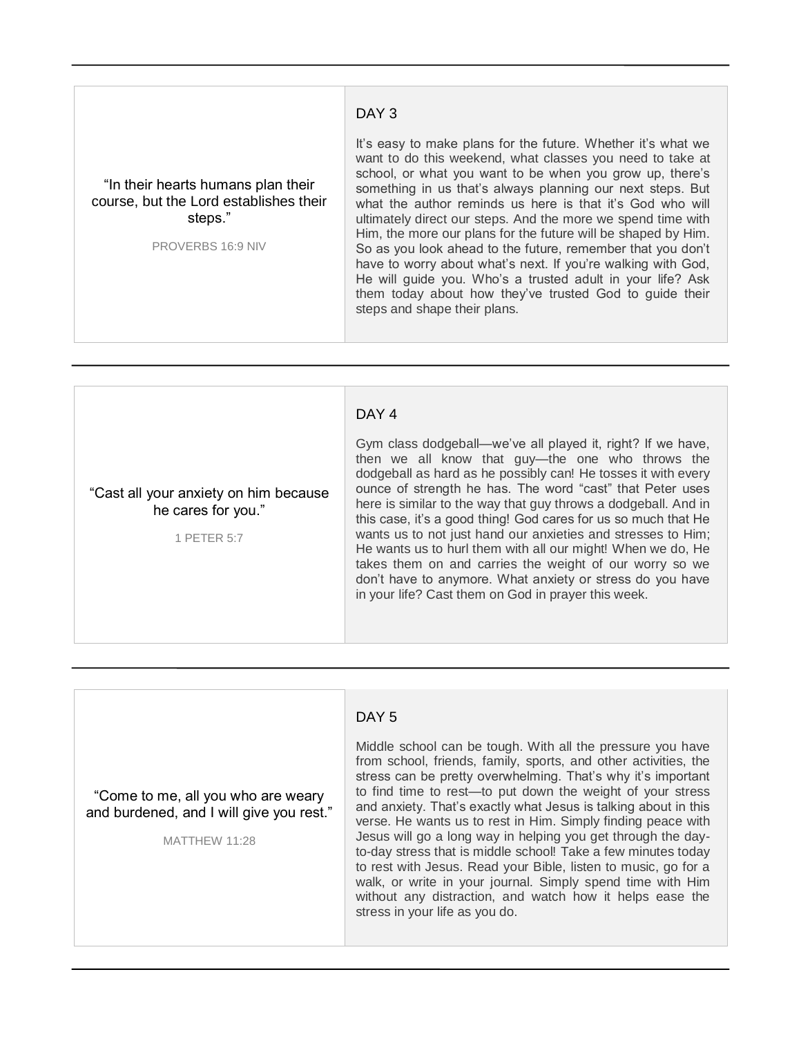## DAY 3

"In their hearts humans plan their course, but the Lord establishes their steps."

PROVERBS 16:9 NIV

It's easy to make plans for the future. Whether it's what we want to do this weekend, what classes you need to take at school, or what you want to be when you grow up, there's something in us that's always planning our next steps. But what the author reminds us here is that it's God who will ultimately direct our steps. And the more we spend time with Him, the more our plans for the future will be shaped by Him. So as you look ahead to the future, remember that you don't have to worry about what's next. If you're walking with God, He will guide you. Who's a trusted adult in your life? Ask them today about how they've trusted God to guide their steps and shape their plans.

## DAY 4

"Cast all your anxiety on him because he cares for you."

1 PETER 5:7

Gym class dodgeball—we've all played it, right? If we have, then we all know that guy—the one who throws the dodgeball as hard as he possibly can! He tosses it with every ounce of strength he has. The word "cast" that Peter uses here is similar to the way that guy throws a dodgeball. And in this case, it's a good thing! God cares for us so much that He wants us to not just hand our anxieties and stresses to Him; He wants us to hurl them with all our might! When we do, He takes them on and carries the weight of our worry so we don't have to anymore. What anxiety or stress do you have in your life? Cast them on God in prayer this week.

## DAY 5

"Come to me, all you who are weary and burdened, and I will give you rest."

MATTHEW 11:28

Middle school can be tough. With all the pressure you have from school, friends, family, sports, and other activities, the stress can be pretty overwhelming. That's why it's important to find time to rest—to put down the weight of your stress and anxiety. That's exactly what Jesus is talking about in this verse. He wants us to rest in Him. Simply finding peace with Jesus will go a long way in helping you get through the day-to-day stress that is middle school! Take a few minutes today to rest with Jesus. Read your Bible, listen to music, go for a walk, or write in your journal. Simply spend time with Him without any distraction, and watch how it helps ease the stress in your life as you do.